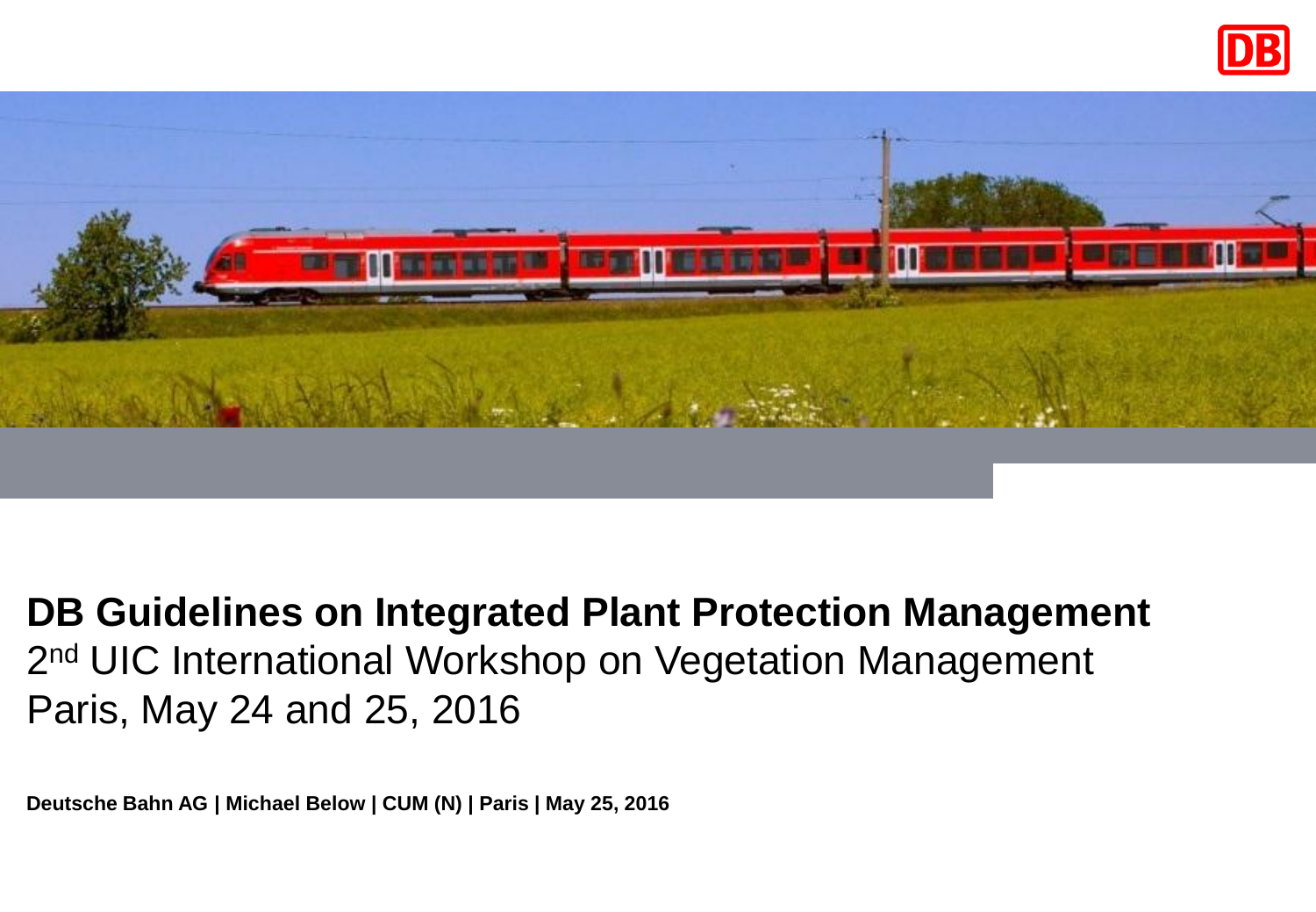# DB Guidelines on Integrated Plant Protection Management

2nd UIC International Workshop on Vegetation Management

Paris, May 24 and 25, 2016

**Deutsche Bahn AG | Michael Below | CUM (N) | Paris | May 25, 2016**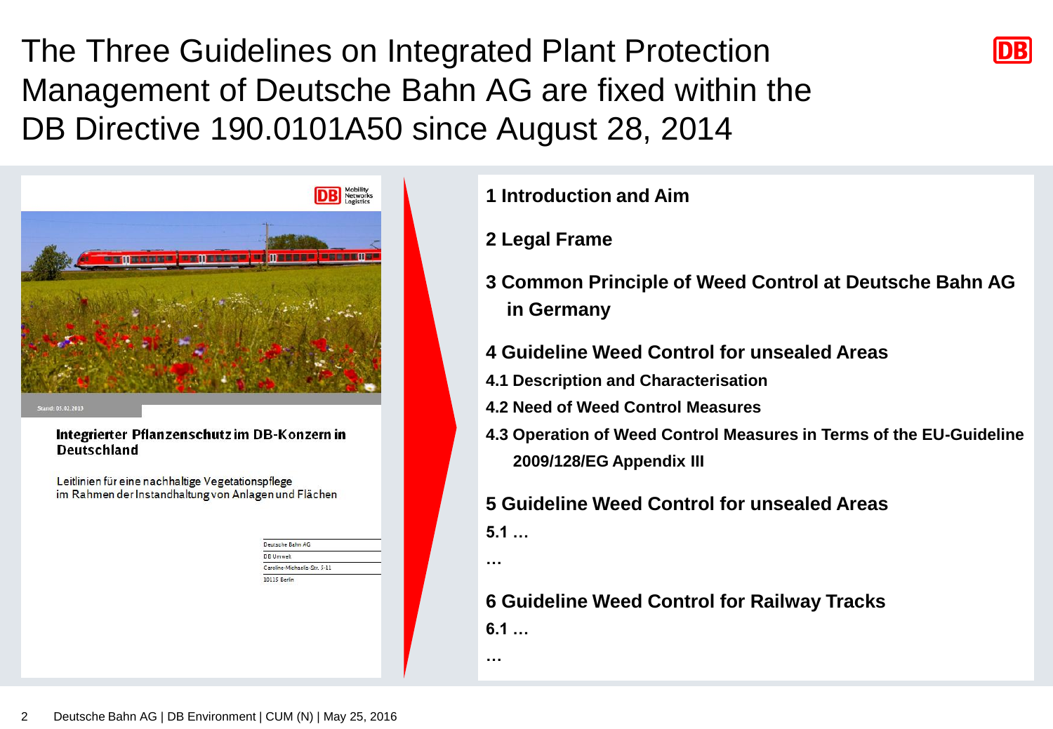# The Three Guidelines on Integrated Plant Protection Management of Deutsche Bahn AG are fixed within the DB Directive 190.0101A50 since August 28, 2014

DB Mobility Networks Logistics

Stand: 05.02.2013

**Integrierter Pflanzenschutz im DB-Konzern in Deutschland**

Leitlinien für eine nachhaltige Vegetationspflege im Rahmen der Instandhaltung von Anlagen und Flächen

Deutsche Bahn AG
DB Umwelt
Caroline-Michaelis-Str. 5-11
10115 Berlin

**1 Introduction and Aim**

**2 Legal Frame**

**3 Common Principle of Weed Control at Deutsche Bahn AG in Germany**

**4 Guideline Weed Control for unsealed Areas**

**4.1 Description and Characterisation**

**4.2 Need of Weed Control Measures**

**4.3 Operation of Weed Control Measures in Terms of the EU-Guideline 2009/128/EG Appendix III**

**5 Guideline Weed Control for unsealed Areas**

**5.1 …**

**…**

**6 Guideline Weed Control for Railway Tracks**

**6.1 …**

**…**

Deutsche Bahn AG | DB Environment | CUM (N) | May 25, 2016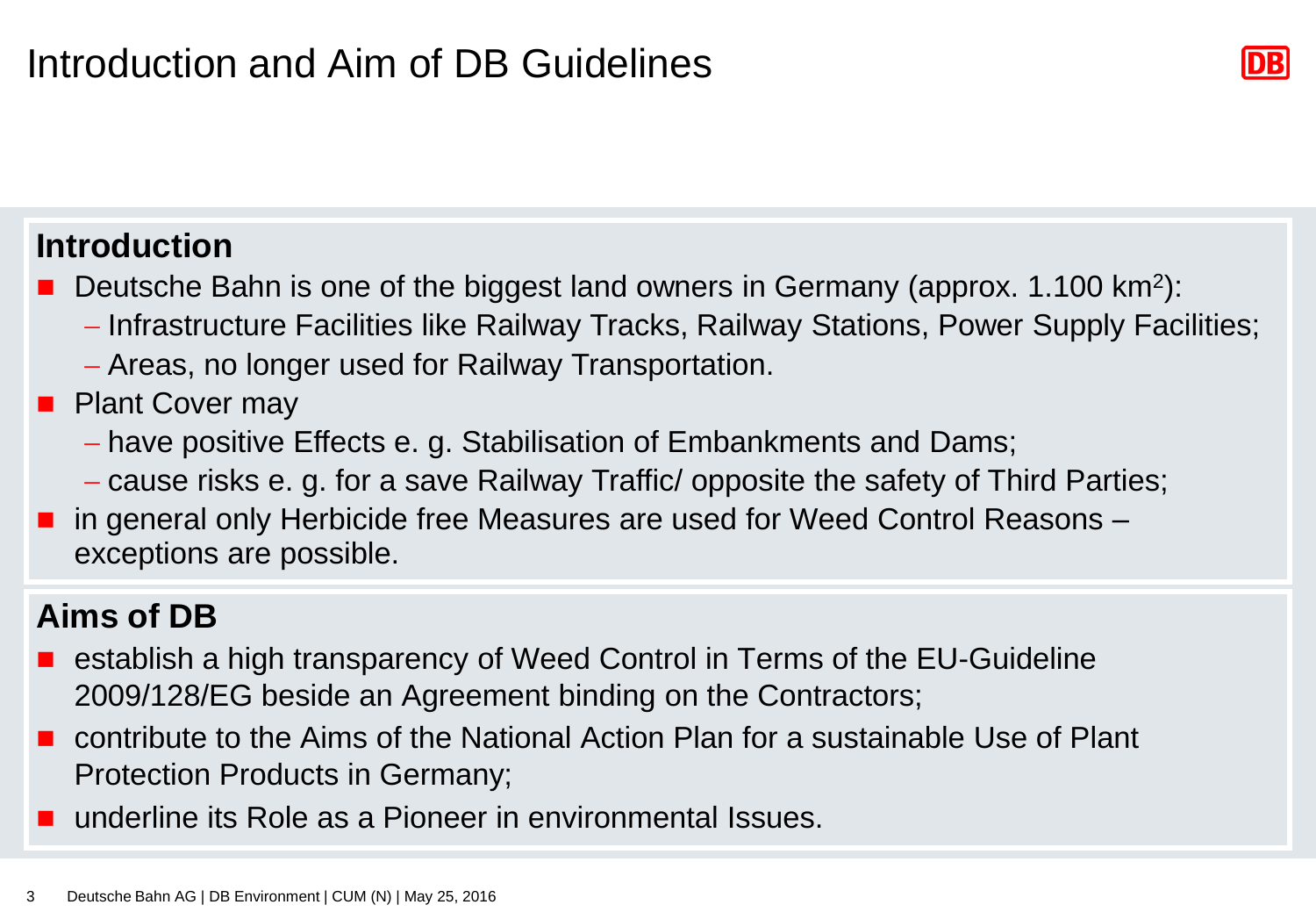# Introduction and Aim of DB Guidelines

## Introduction

- Deutsche Bahn is one of the biggest land owners in Germany (approx. 1.100 km$^2$):
  - Infrastructure Facilities like Railway Tracks, Railway Stations, Power Supply Facilities;
  - Areas, no longer used for Railway Transportation.
- Plant Cover may
  - have positive Effects e. g. Stabilisation of Embankments and Dams;
  - cause risks e. g. for a save Railway Traffic/ opposite the safety of Third Parties;
- in general only Herbicide free Measures are used for Weed Control Reasons – exceptions are possible.

## Aims of DB

- establish a high transparency of Weed Control in Terms of the EU-Guideline 2009/128/EG beside an Agreement binding on the Contractors;
- contribute to the Aims of the National Action Plan for a sustainable Use of Plant Protection Products in Germany;
- underline its Role as a Pioneer in environmental Issues.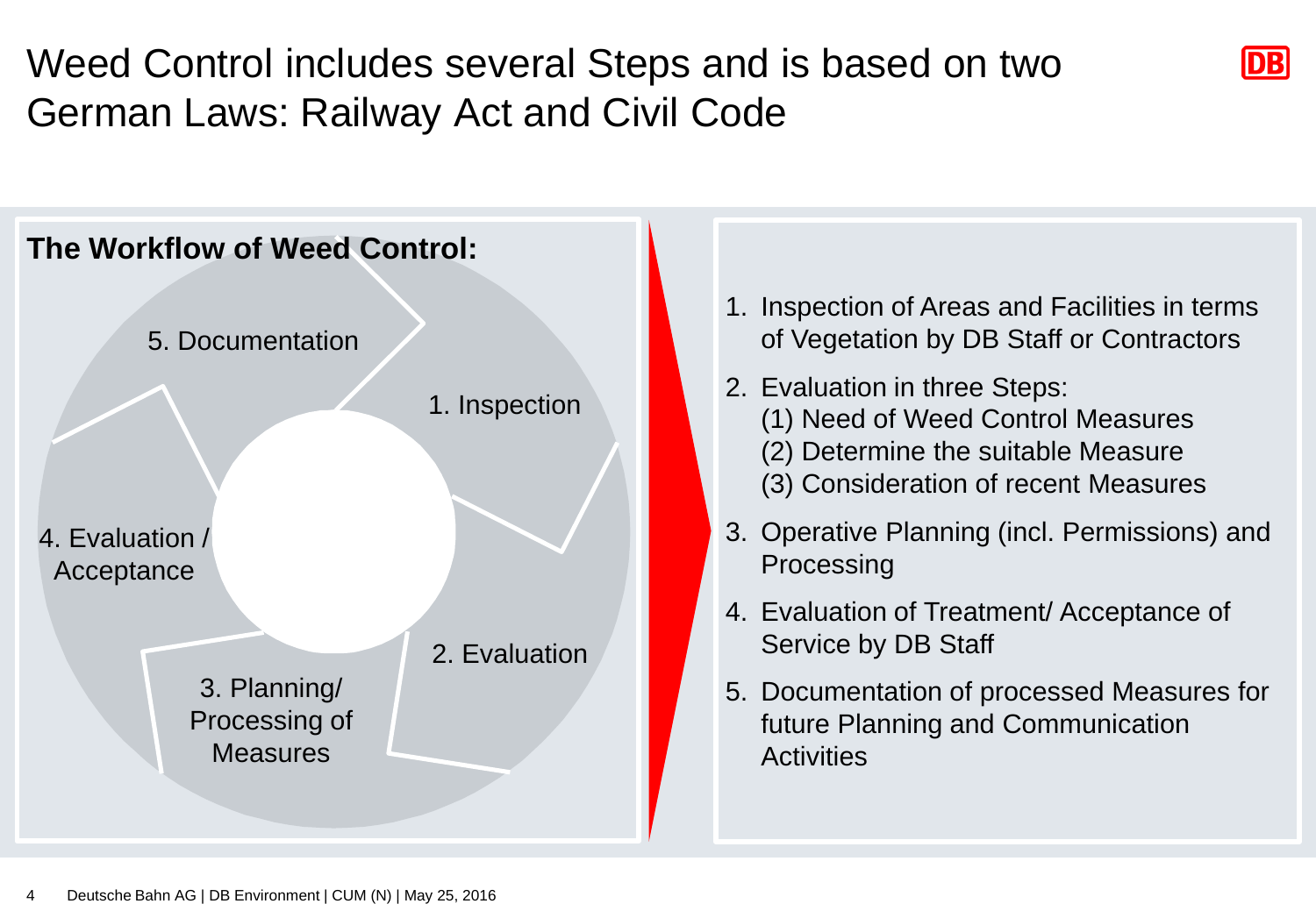# Weed Control includes several Steps and is based on two German Laws: Railway Act and Civil Code

**The Workflow of Weed Control:**

1. Inspection
2. Evaluation
3. Planning/ Processing of Measures
4. Evaluation / Acceptance
5. Documentation

1. Inspection of Areas and Facilities in terms of Vegetation by DB Staff or Contractors
2. Evaluation in three Steps:
   (1) Need of Weed Control Measures
   (2) Determine the suitable Measure
   (3) Consideration of recent Measures
3. Operative Planning (incl. Permissions) and Processing
4. Evaluation of Treatment/ Acceptance of Service by DB Staff
5. Documentation of processed Measures for future Planning and Communication Activities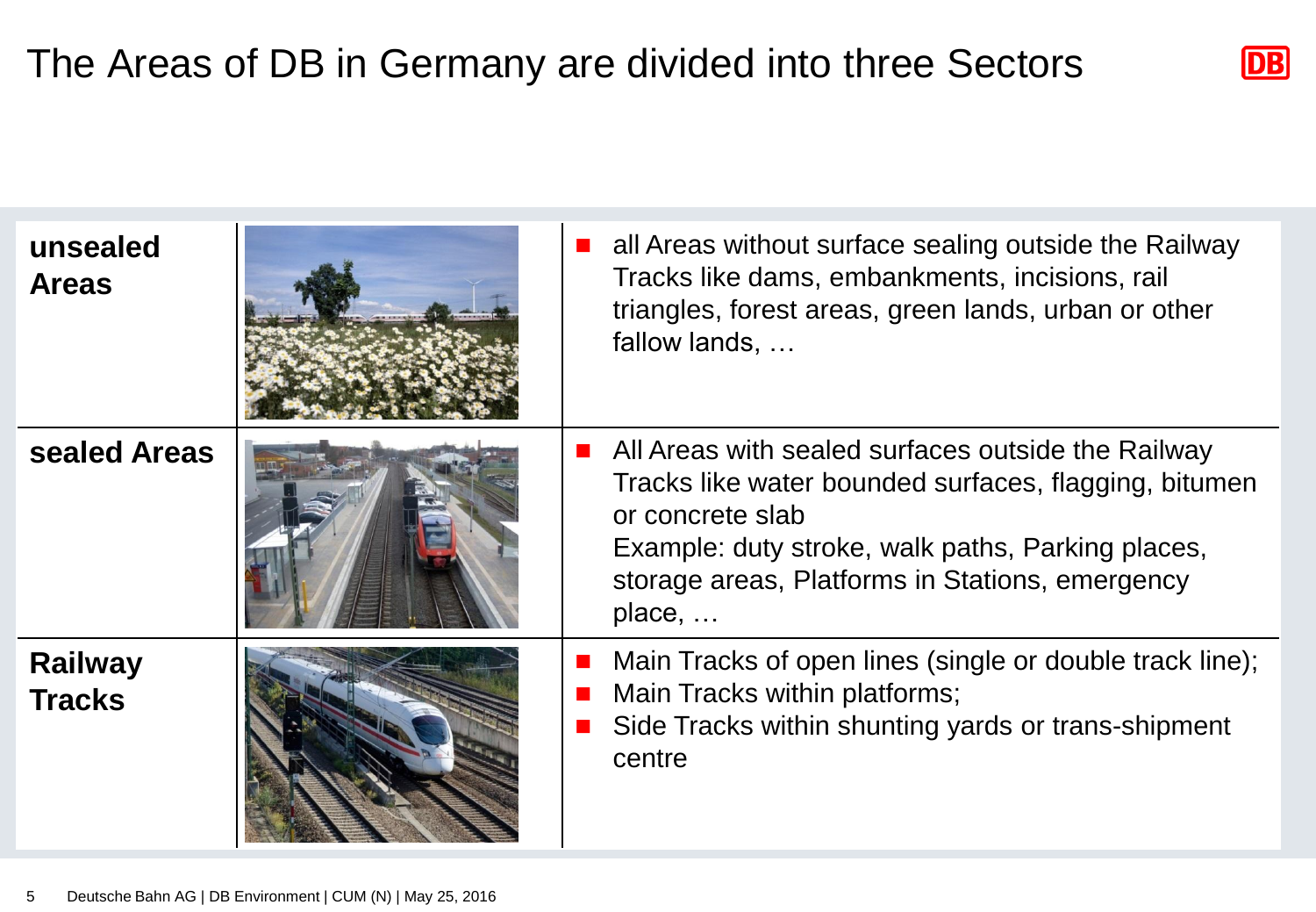# The Areas of DB in Germany are divided into three Sectors

| | |
|---|---|
| **unsealed Areas** | all Areas without surface sealing outside the Railway Tracks like dams, embankments, incisions, rail triangles, forest areas, green lands, urban or other fallow lands, … |
| **sealed Areas** | All Areas with sealed surfaces outside the Railway Tracks like water bounded surfaces, flagging, bitumen or concrete slab<br>Example: duty stroke, walk paths, Parking places, storage areas, Platforms in Stations, emergency place, … |
| **Railway Tracks** | Main Tracks of open lines (single or double track line);<br>Main Tracks within platforms;<br>Side Tracks within shunting yards or trans-shipment centre |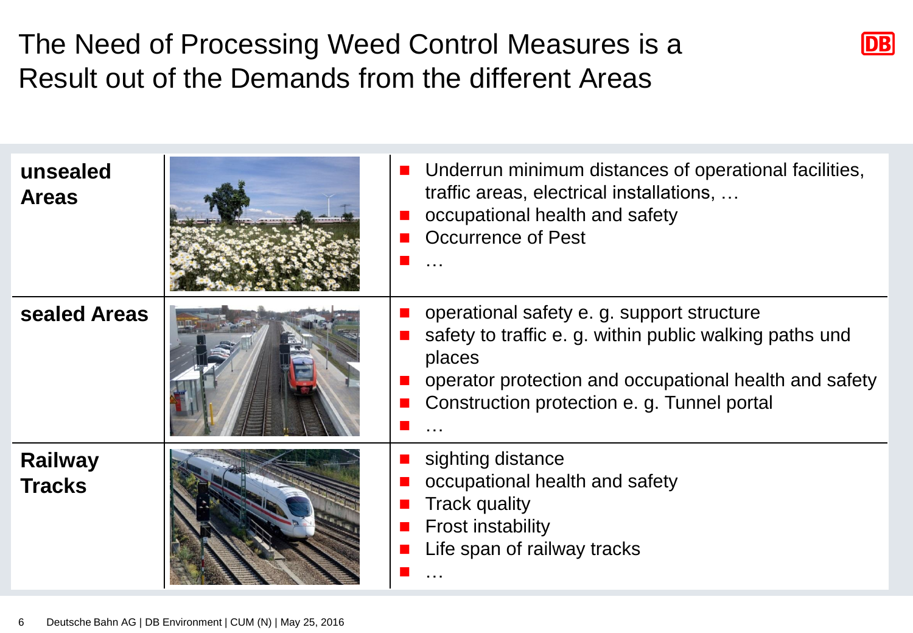# The Need of Processing Weed Control Measures is a Result out of the Demands from the different Areas

| Area | | Demands |
|---|---|---|
| **unsealed Areas** | | • Underrun minimum distances of operational facilities, traffic areas, electrical installations, … <br> • occupational health and safety <br> • Occurrence of Pest <br> • … |
| **sealed Areas** | | • operational safety e. g. support structure <br> • safety to traffic e. g. within public walking paths und places <br> • operator protection and occupational health and safety <br> • Construction protection e. g. Tunnel portal <br> • … |
| **Railway Tracks** | | • sighting distance <br> • occupational health and safety <br> • Track quality <br> • Frost instability <br> • Life span of railway tracks <br> • … |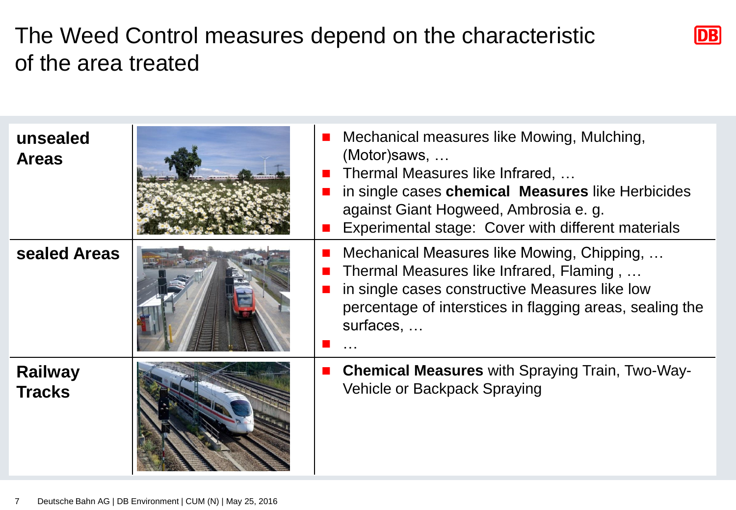# The Weed Control measures depend on the characteristic of the area treated

| Area | Measures |
|---|---|
| **unsealed Areas** | ■ Mechanical measures like Mowing, Mulching, (Motor)saws, … <br> ■ Thermal Measures like Infrared, … <br> ■ in single cases **chemical Measures** like Herbicides against Giant Hogweed, Ambrosia e. g. <br> ■ Experimental stage: Cover with different materials |
| **sealed Areas** | ■ Mechanical Measures like Mowing, Chipping, … <br> ■ Thermal Measures like Infrared, Flaming , … <br> ■ in single cases constructive Measures like low percentage of interstices in flagging areas, sealing the surfaces, … <br> ■ … |
| **Railway Tracks** | ■ **Chemical Measures** with Spraying Train, Two-Way-Vehicle or Backpack Spraying |

Deutsche Bahn AG | DB Environment | CUM (N) | May 25, 2016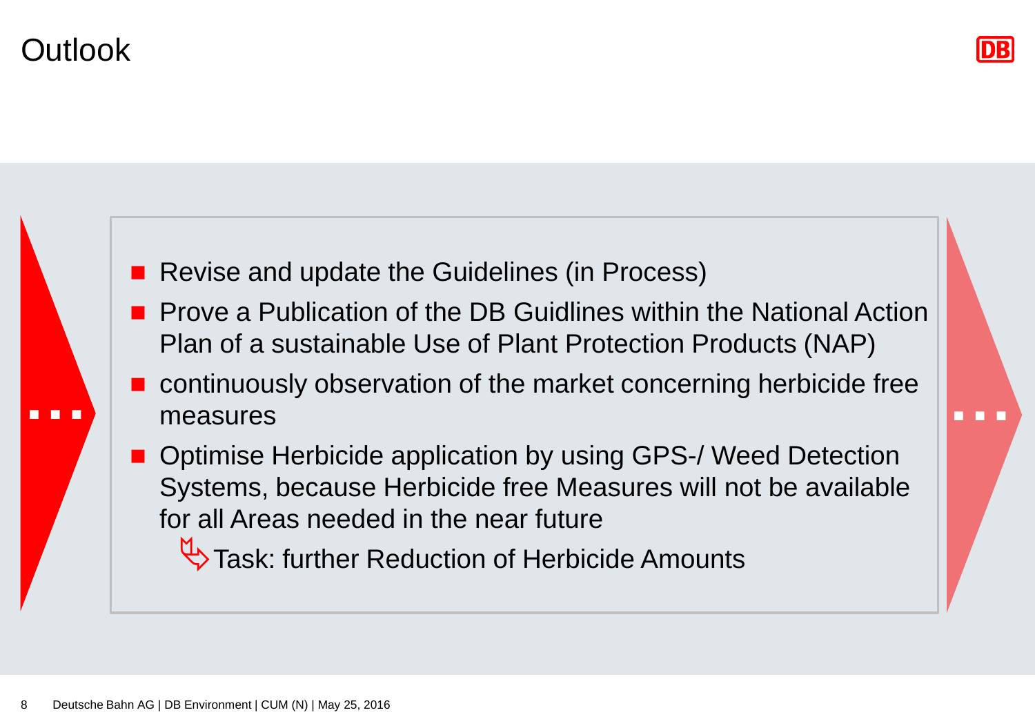# Outlook

- Revise and update the Guidelines (in Process)
- Prove a Publication of the DB Guidlines within the National Action Plan of a sustainable Use of Plant Protection Products (NAP)
- continuously observation of the market concerning herbicide free measures
- Optimise Herbicide application by using GPS-/ Weed Detection Systems, because Herbicide free Measures will not be available for all Areas needed in the near future

  ➯ Task: further Reduction of Herbicide Amounts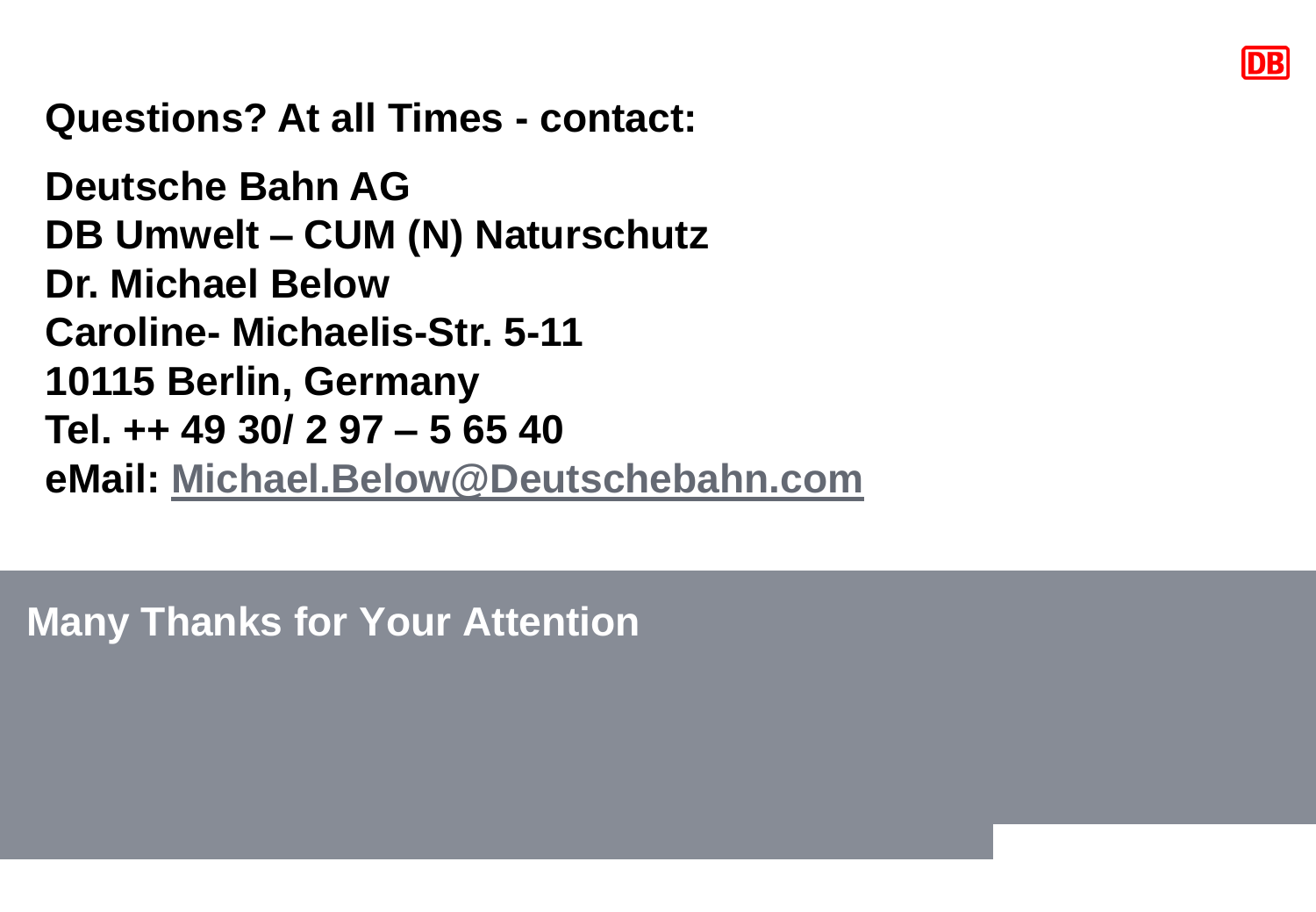**Questions? At all Times - contact:**

**Deutsche Bahn AG**
**DB Umwelt – CUM (N) Naturschutz**
**Dr. Michael Below**
**Caroline- Michaelis-Str. 5-11**
**10115 Berlin, Germany**
**Tel. ++ 49 30/ 2 97 – 5 65 40**
**eMail: Michael.Below@Deutschebahn.com**

**Many Thanks for Your Attention**